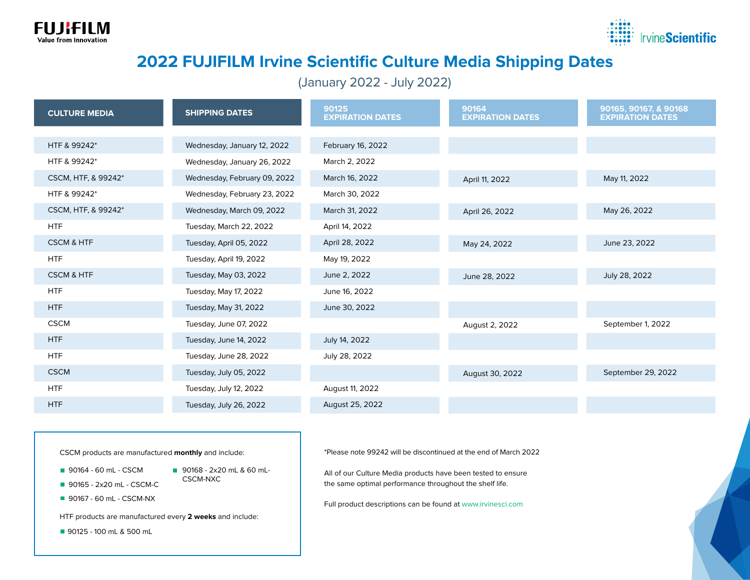FUJIFILM
Value from Innovation

IrvineScientific

# 2022 FUJIFILM Irvine Scientific Culture Media Shipping Dates

(January 2022 - July 2022)

| CULTURE MEDIA | SHIPPING DATES | 90125 EXPIRATION DATES | 90164 EXPIRATION DATES | 90165, 90167, & 90168 EXPIRATION DATES |
|---|---|---|---|---|
| HTF & 99242* | Wednesday, January 12, 2022 | February 16, 2022 | | |
| HTF & 99242* | Wednesday, January 26, 2022 | March 2, 2022 | | |
| CSCM, HTF, & 99242* | Wednesday, February 09, 2022 | March 16, 2022 | April 11, 2022 | May 11, 2022 |
| HTF & 99242* | Wednesday, February 23, 2022 | March 30, 2022 | | |
| CSCM, HTF, & 99242* | Wednesday, March 09, 2022 | March 31, 2022 | April 26, 2022 | May 26, 2022 |
| HTF | Tuesday, March 22, 2022 | April 14, 2022 | | |
| CSCM & HTF | Tuesday, April 05, 2022 | April 28, 2022 | May 24, 2022 | June 23, 2022 |
| HTF | Tuesday, April 19, 2022 | May 19, 2022 | | |
| CSCM & HTF | Tuesday, May 03, 2022 | June 2, 2022 | June 28, 2022 | July 28, 2022 |
| HTF | Tuesday, May 17, 2022 | June 16, 2022 | | |
| HTF | Tuesday, May 31, 2022 | June 30, 2022 | | |
| CSCM | Tuesday, June 07, 2022 | | August 2, 2022 | September 1, 2022 |
| HTF | Tuesday, June 14, 2022 | July 14, 2022 | | |
| HTF | Tuesday, June 28, 2022 | July 28, 2022 | | |
| CSCM | Tuesday, July 05, 2022 | | August 30, 2022 | September 29, 2022 |
| HTF | Tuesday, July 12, 2022 | August 11, 2022 | | |
| HTF | Tuesday, July 26, 2022 | August 25, 2022 | | |

CSCM products are manufactured **monthly** and include:

- 90164 - 60 mL - CSCM
- 90165 - 2x20 mL - CSCM-C
- 90167 - 60 mL - CSCM-NX
- 90168 - 2x20 mL & 60 mL-CSCM-NXC

HTF products are manufactured every **2 weeks** and include:

- 90125 - 100 mL & 500 mL

*Please note 99242 will be discontinued at the end of March 2022

All of our Culture Media products have been tested to ensure the same optimal performance throughout the shelf life.

Full product descriptions can be found at www.irvinesci.com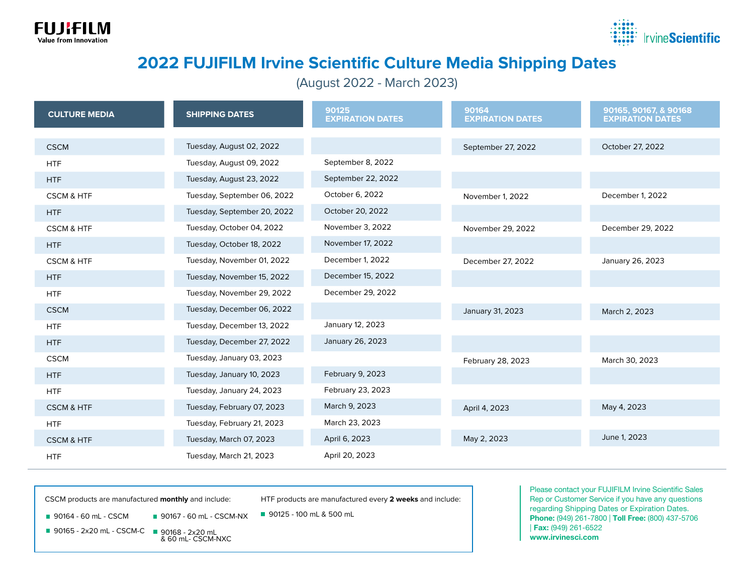FUJIFILM
Value from Innovation

IrvineScientific

# 2022 FUJIFILM Irvine Scientific Culture Media Shipping Dates

(August 2022 - March 2023)

| CULTURE MEDIA | SHIPPING DATES | 90125 EXPIRATION DATES | 90164 EXPIRATION DATES | 90165, 90167, & 90168 EXPIRATION DATES |
|---|---|---|---|---|
| CSCM | Tuesday, August 02, 2022 | | September 27, 2022 | October 27, 2022 |
| HTF | Tuesday, August 09, 2022 | September 8, 2022 | | |
| HTF | Tuesday, August 23, 2022 | September 22, 2022 | | |
| CSCM & HTF | Tuesday, September 06, 2022 | October 6, 2022 | November 1, 2022 | December 1, 2022 |
| HTF | Tuesday, September 20, 2022 | October 20, 2022 | | |
| CSCM & HTF | Tuesday, October 04, 2022 | November 3, 2022 | November 29, 2022 | December 29, 2022 |
| HTF | Tuesday, October 18, 2022 | November 17, 2022 | | |
| CSCM & HTF | Tuesday, November 01, 2022 | December 1, 2022 | December 27, 2022 | January 26, 2023 |
| HTF | Tuesday, November 15, 2022 | December 15, 2022 | | |
| HTF | Tuesday, November 29, 2022 | December 29, 2022 | | |
| CSCM | Tuesday, December 06, 2022 | | January 31, 2023 | March 2, 2023 |
| HTF | Tuesday, December 13, 2022 | January 12, 2023 | | |
| HTF | Tuesday, December 27, 2022 | January 26, 2023 | | |
| CSCM | Tuesday, January 03, 2023 | | February 28, 2023 | March 30, 2023 |
| HTF | Tuesday, January 10, 2023 | February 9, 2023 | | |
| HTF | Tuesday, January 24, 2023 | February 23, 2023 | | |
| CSCM & HTF | Tuesday, February 07, 2023 | March 9, 2023 | April 4, 2023 | May 4, 2023 |
| HTF | Tuesday, February 21, 2023 | March 23, 2023 | | |
| CSCM & HTF | Tuesday, March 07, 2023 | April 6, 2023 | May 2, 2023 | June 1, 2023 |
| HTF | Tuesday, March 21, 2023 | April 20, 2023 | | |

CSCM products are manufactured **monthly** and include:

- 90164 - 60 mL - CSCM
- 90165 - 2x20 mL - CSCM-C
- 90167 - 60 mL - CSCM-NX
- 90168 - 2x20 mL & 60 mL- CSCM-NXC

HTF products are manufactured every **2 weeks** and include:

- 90125 - 100 mL & 500 mL

Please contact your FUJIFILM Irvine Scientific Sales Rep or Customer Service if you have any questions regarding Shipping Dates or Expiration Dates.
**Phone:** (949) 261-7800 | **Toll Free:** (800) 437-5706 | **Fax:** (949) 261-6522
**www.irvinesci.com**